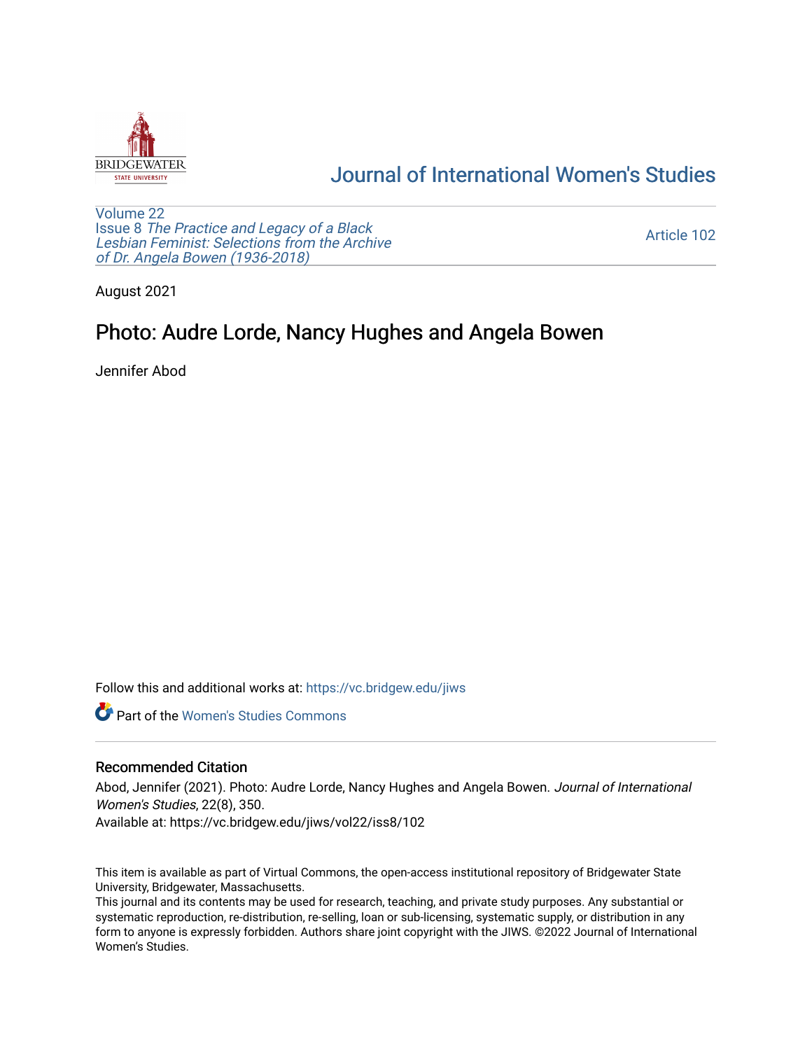Journal of International Women's Studies

Volume 22
Issue 8 *The Practice and Legacy of a Black Lesbian Feminist: Selections from the Archive of Dr. Angela Bowen (1936-2018)*

Article 102

August 2021

# Photo: Audre Lorde, Nancy Hughes and Angela Bowen

Jennifer Abod

Follow this and additional works at: https://vc.bridgew.edu/jiws

Part of the Women's Studies Commons

## Recommended Citation

Abod, Jennifer (2021). Photo: Audre Lorde, Nancy Hughes and Angela Bowen. *Journal of International Women's Studies*, 22(8), 350.
Available at: https://vc.bridgew.edu/jiws/vol22/iss8/102

This item is available as part of Virtual Commons, the open-access institutional repository of Bridgewater State University, Bridgewater, Massachusetts.
This journal and its contents may be used for research, teaching, and private study purposes. Any substantial or systematic reproduction, re-distribution, re-selling, loan or sub-licensing, systematic supply, or distribution in any form to anyone is expressly forbidden. Authors share joint copyright with the JIWS. ©2022 Journal of International Women's Studies.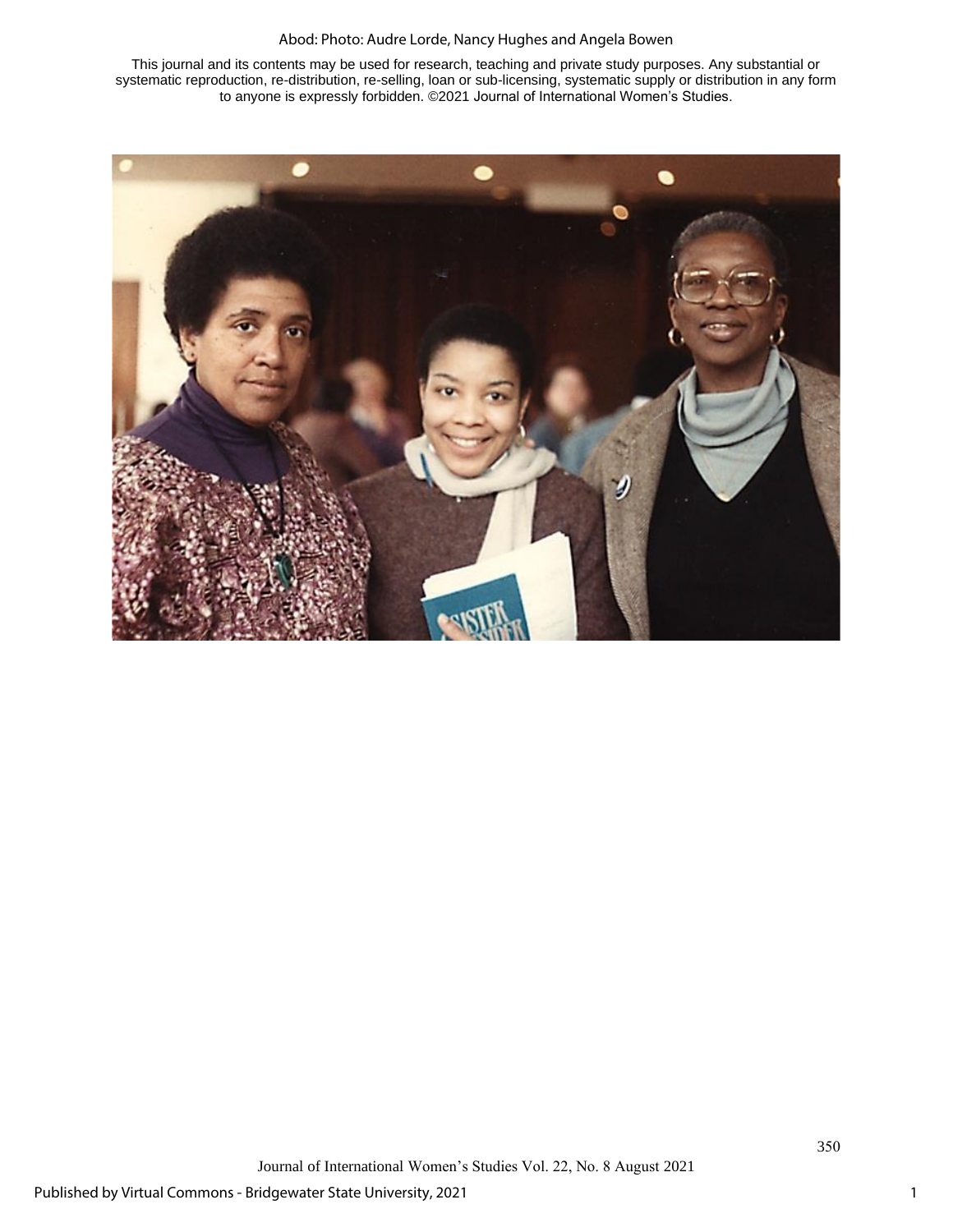Abod: Photo: Audre Lorde, Nancy Hughes and Angela Bowen

This journal and its contents may be used for research, teaching and private study purposes. Any substantial or systematic reproduction, re-distribution, re-selling, loan or sub-licensing, systematic supply or distribution in any form to anyone is expressly forbidden. ©2021 Journal of International Women's Studies.